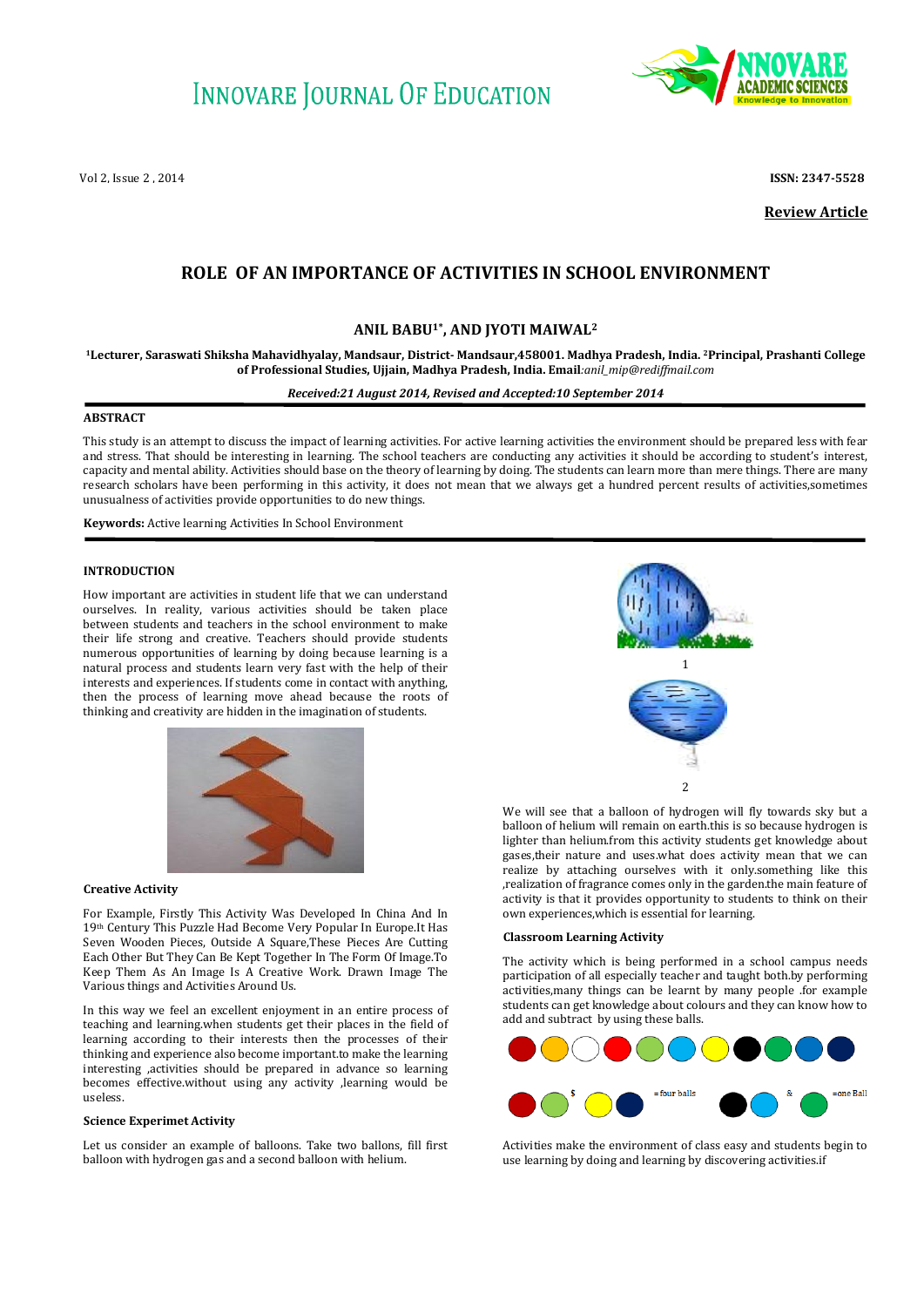# INNOVARE JOURNAL OF EDUCATION

**Review Article**

## ROLE OF AN IMPORTANCE OF ACTIVITIES IN SCHOOL ENVIRONMENT

**ANIL BABU[1*], AND JYOTI MAIWAL[2]**

**[1]Lecturer, Saraswati Shiksha Mahavidhyalay, Mandsaur, District- Mandsaur,458001. Madhya Pradesh, India. [2]Principal, Prashanti College of Professional Studies, Ujjain, Madhya Pradesh, India. Email**:*anil_mip@rediffmail.com*

***Received:21 August 2014, Revised and Accepted:10 September 2014***

### ABSTRACT

This study is an attempt to discuss the impact of learning activities. For active learning activities the environment should be prepared less with fear and stress. That should be interesting in learning. The school teachers are conducting any activities it should be according to student's interest, capacity and mental ability. Activities should base on the theory of learning by doing. The students can learn more than mere things. There are many research scholars have been performing in this activity, it does not mean that we always get a hundred percent results of activities,sometimes unusualness of activities provide opportunities to do new things.

**Keywords:** Active learning Activities In School Environment

### INTRODUCTION

How important are activities in student life that we can understand ourselves. In reality, various activities should be taken place between students and teachers in the school environment to make their life strong and creative. Teachers should provide students numerous opportunities of learning by doing because learning is a natural process and students learn very fast with the help of their interests and experiences. If students come in contact with anything, then the process of learning move ahead because the roots of thinking and creativity are hidden in the imagination of students.

### Creative Activity

For Example, Firstly This Activity Was Developed In China And In 19th Century This Puzzle Had Become Very Popular In Europe.It Has Seven Wooden Pieces, Outside A Square,These Pieces Are Cutting Each Other But They Can Be Kept Together In The Form Of Image.To Keep Them As An Image Is A Creative Work. Drawn Image The Various things and Activities Around Us.

In this way we feel an excellent enjoyment in an entire process of teaching and learning.when students get their places in the field of learning according to their interests then the processes of their thinking and experience also become important.to make the learning interesting ,activities should be prepared in advance so learning becomes effective.without using any activity ,learning would be useless.

### Science Experimet Activity

Let us consider an example of balloons. Take two ballons, fill first balloon with hydrogen gas and a second balloon with helium.

1

2

We will see that a balloon of hydrogen will fly towards sky but a balloon of helium will remain on earth.this is so because hydrogen is lighter than helium.from this activity students get knowledge about gases,their nature and uses.what does activity mean that we can realize by attaching ourselves with it only.something like this ,realization of fragrance comes only in the garden.the main feature of activity is that it provides opportunity to students to think on their own experiences,which is essential for learning.

### Classroom Learning Activity

The activity which is being performed in a school campus needs participation of all especially teacher and taught both.by performing activities,many things can be learnt by many people .for example students can get knowledge about colours and they can know how to add and subtract by using these balls.

$ =four balls & =one Ball

Activities make the environment of class easy and students begin to use learning by doing and learning by discovering activities.if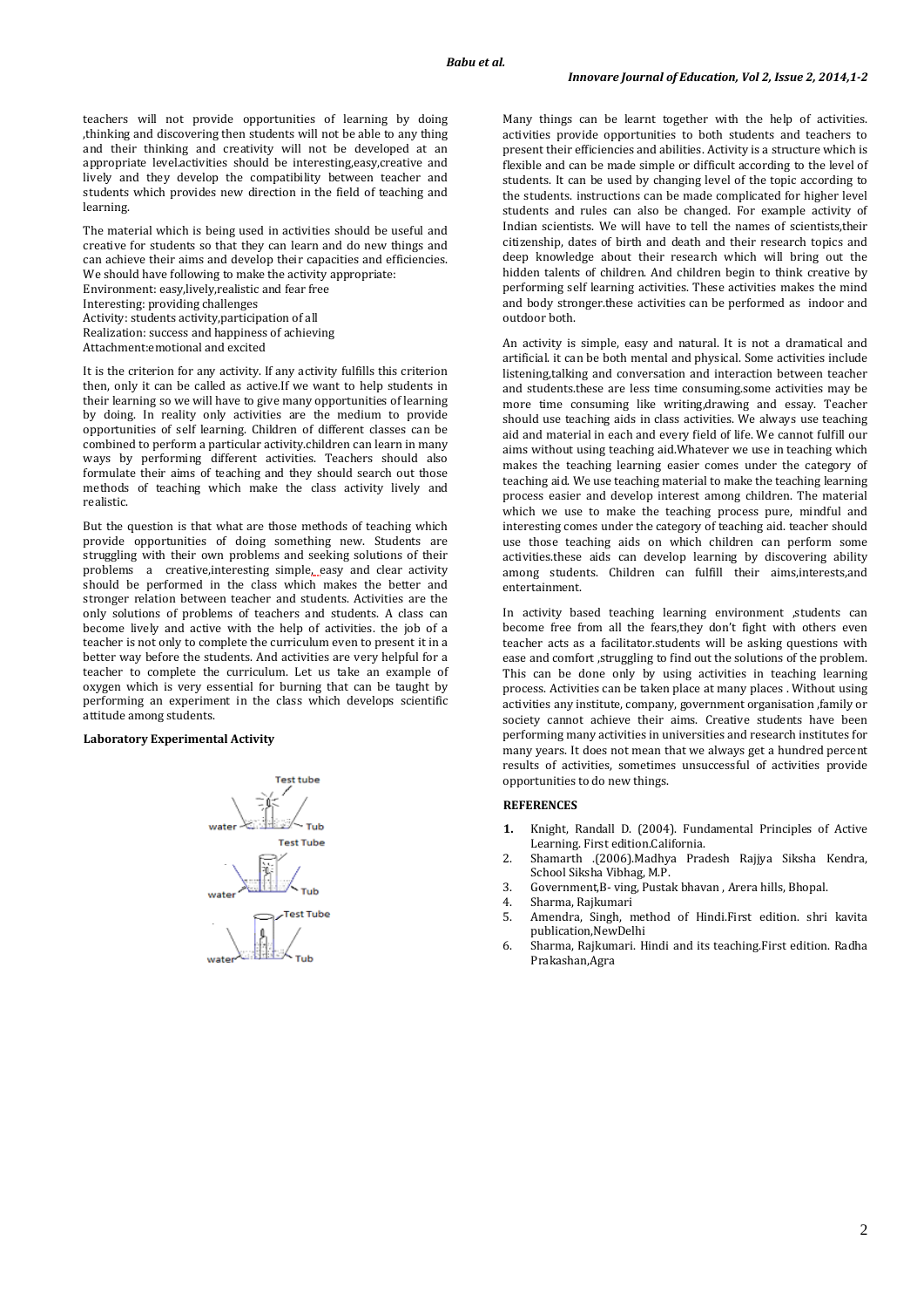teachers will not provide opportunities of learning by doing ,thinking and discovering then students will not be able to any thing and their thinking and creativity will not be developed at an appropriate level.activities should be interesting,easy,creative and lively and they develop the compatibility between teacher and students which provides new direction in the field of teaching and learning.

The material which is being used in activities should be useful and creative for students so that they can learn and do new things and can achieve their aims and develop their capacities and efficiencies. We should have following to make the activity appropriate:

Environment: easy,lively,realistic and fear free
Interesting: providing challenges
Activity: students activity,participation of all
Realization: success and happiness of achieving
Attachment:emotional and excited

It is the criterion for any activity. If any activity fulfills this criterion then, only it can be called as active.If we want to help students in their learning so we will have to give many opportunities of learning by doing. In reality only activities are the medium to provide opportunities of self learning. Children of different classes can be combined to perform a particular activity.children can learn in many ways by performing different activities. Teachers should also formulate their aims of teaching and they should search out those methods of teaching which make the class activity lively and realistic.

But the question is that what are those methods of teaching which provide opportunities of doing something new. Students are struggling with their own problems and seeking solutions of their problems a creative,interesting simple, easy and clear activity should be performed in the class which makes the better and stronger relation between teacher and students. Activities are the only solutions of problems of teachers and students. A class can become lively and active with the help of activities. the job of a teacher is not only to complete the curriculum even to present it in a better way before the students. And activities are very helpful for a teacher to complete the curriculum. Let us take an example of oxygen which is very essential for burning that can be taught by performing an experiment in the class which develops scientific attitude among students.

**Laboratory Experimental Activity**

Test tube
water
Tub
Test Tube
water
Tub
Test Tube
water
Tub

Many things can be learnt together with the help of activities. activities provide opportunities to both students and teachers to present their efficiencies and abilities. Activity is a structure which is flexible and can be made simple or difficult according to the level of students. It can be used by changing level of the topic according to the students. instructions can be made complicated for higher level students and rules can also be changed. For example activity of Indian scientists. We will have to tell the names of scientists,their citizenship, dates of birth and death and their research topics and deep knowledge about their research which will bring out the hidden talents of children. And children begin to think creative by performing self learning activities. These activities makes the mind and body stronger.these activities can be performed as indoor and outdoor both.

An activity is simple, easy and natural. It is not a dramatical and artificial. it can be both mental and physical. Some activities include listening,talking and conversation and interaction between teacher and students.these are less time consuming.some activities may be more time consuming like writing,drawing and essay. Teacher should use teaching aids in class activities. We always use teaching aid and material in each and every field of life. We cannot fulfill our aims without using teaching aid.Whatever we use in teaching which makes the teaching learning easier comes under the category of teaching aid. We use teaching material to make the teaching learning process easier and develop interest among children. The material which we use to make the teaching process pure, mindful and interesting comes under the category of teaching aid. teacher should use those teaching aids on which children can perform some activities.these aids can develop learning by discovering ability among students. Children can fulfill their aims,interests,and entertainment.

In activity based teaching learning environment ,students can become free from all the fears,they don't fight with others even teacher acts as a facilitator.students will be asking questions with ease and comfort ,struggling to find out the solutions of the problem. This can be done only by using activities in teaching learning process. Activities can be taken place at many places . Without using activities any institute, company, government organisation ,family or society cannot achieve their aims. Creative students have been performing many activities in universities and research institutes for many years. It does not mean that we always get a hundred percent results of activities, sometimes unsuccessful of activities provide opportunities to do new things.

**REFERENCES**

1. Knight, Randall D. (2004). Fundamental Principles of Active Learning. First edition.California.
2. Shamarth .(2006).Madhya Pradesh Rajjya Siksha Kendra, School Siksha Vibhag, M.P.
3. Government,B- ving, Pustak bhavan , Arera hills, Bhopal.
4. Sharma, Rajkumari
5. Amendra, Singh, method of Hindi.First edition. shri kavita publication,NewDelhi
6. Sharma, Rajkumari. Hindi and its teaching.First edition. Radha Prakashan,Agra